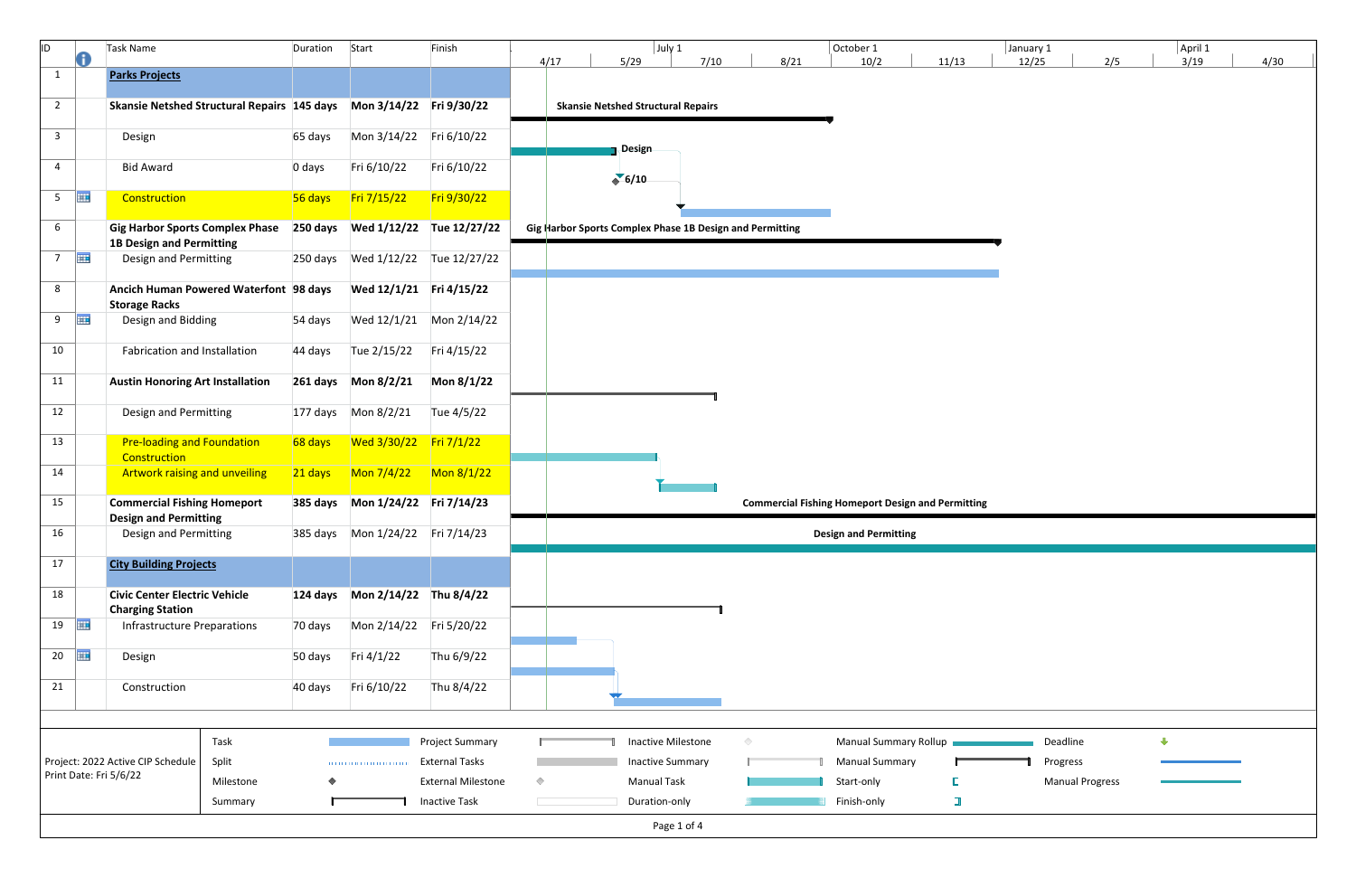| ID | Task Name | Duration | Start | Finish |
|---|---|---|---|---|
| 1 | **Parks Projects** | | | |
| 2 | **Skansie Netshed Structural Repairs** | **145 days** | **Mon 3/14/22** | **Fri 9/30/22** |
| 3 | Design | 65 days | Mon 3/14/22 | Fri 6/10/22 |
| 4 | Bid Award | 0 days | Fri 6/10/22 | Fri 6/10/22 |
| 5 | Construction | 56 days | Fri 7/15/22 | Fri 9/30/22 |
| 6 | **Gig Harbor Sports Complex Phase 1B Design and Permitting** | **250 days** | **Wed 1/12/22** | **Tue 12/27/22** |
| 7 | Design and Permitting | 250 days | Wed 1/12/22 | Tue 12/27/22 |
| 8 | **Ancich Human Powered Waterfont Storage Racks** | **98 days** | **Wed 12/1/21** | **Fri 4/15/22** |
| 9 | Design and Bidding | 54 days | Wed 12/1/21 | Mon 2/14/22 |
| 10 | Fabrication and Installation | 44 days | Tue 2/15/22 | Fri 4/15/22 |
| 11 | **Austin Honoring Art Installation** | **261 days** | **Mon 8/2/21** | **Mon 8/1/22** |
| 12 | Design and Permitting | 177 days | Mon 8/2/21 | Tue 4/5/22 |
| 13 | Pre-loading and Foundation Construction | 68 days | Wed 3/30/22 | Fri 7/1/22 |
| 14 | Artwork raising and unveiling | 21 days | Mon 7/4/22 | Mon 8/1/22 |
| 15 | **Commercial Fishing Homeport Design and Permitting** | **385 days** | **Mon 1/24/22** | **Fri 7/14/23** |
| 16 | Design and Permitting | 385 days | Mon 1/24/22 | Fri 7/14/23 |
| 17 | **City Building Projects** | | | |
| 18 | **Civic Center Electric Vehicle Charging Station** | **124 days** | **Mon 2/14/22** | **Thu 8/4/22** |
| 19 | Infrastructure Preparations | 70 days | Mon 2/14/22 | Fri 5/20/22 |
| 20 | Design | 50 days | Fri 4/1/22 | Thu 6/9/22 |
| 21 | Construction | 40 days | Fri 6/10/22 | Thu 8/4/22 |

Project: 2022 Active CIP Schedule
Print Date: Fri 5/6/22

Legend: Task, Split, Milestone, Summary, Project Summary, External Tasks, External Milestone, Inactive Task, Inactive Milestone, Inactive Summary, Manual Task, Duration-only, Manual Summary Rollup, Manual Summary, Start-only, Finish-only, Deadline, Progress, Manual Progress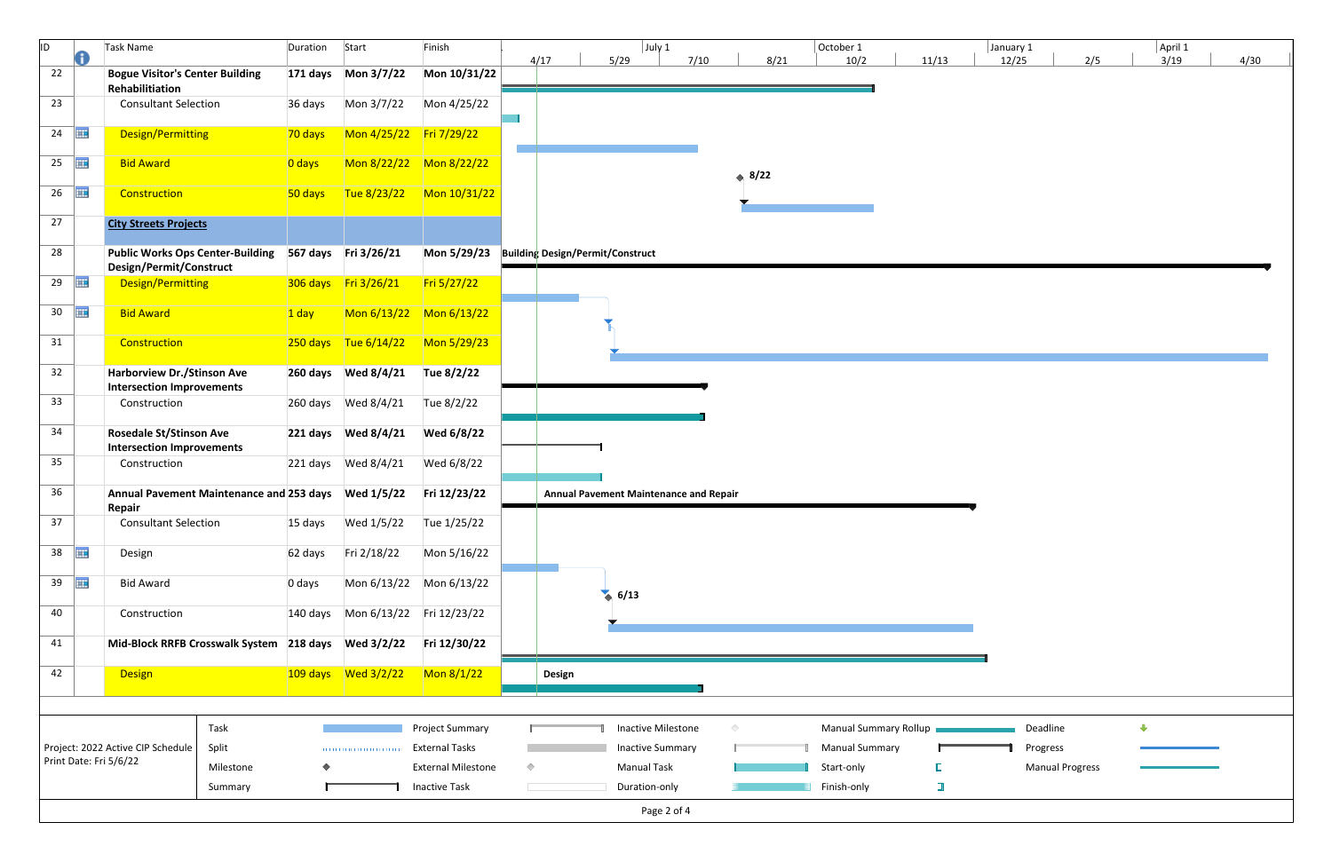| ID | Task Name | Duration | Start | Finish |
|---|---|---|---|---|
| 22 | **Bogue Visitor's Center Building Rehabilitation** | **171 days** | **Mon 3/7/22** | **Mon 10/31/22** |
| 23 | Consultant Selection | 36 days | Mon 3/7/22 | Mon 4/25/22 |
| 24 | Design/Permitting | 70 days | Mon 4/25/22 | Fri 7/29/22 |
| 25 | Bid Award | 0 days | Mon 8/22/22 | Mon 8/22/22 |
| 26 | Construction | 50 days | Tue 8/23/22 | Mon 10/31/22 |
| 27 | **City Streets Projects** | | | |
| 28 | **Public Works Ops Center-Building Design/Permit/Construct** | **567 days** | **Fri 3/26/21** | **Mon 5/29/23** |
| 29 | Design/Permitting | 306 days | Fri 3/26/21 | Fri 5/27/22 |
| 30 | Bid Award | 1 day | Mon 6/13/22 | Mon 6/13/22 |
| 31 | Construction | 250 days | Tue 6/14/22 | Mon 5/29/23 |
| 32 | **Harborview Dr./Stinson Ave Intersection Improvements** | **260 days** | **Wed 8/4/21** | **Tue 8/2/22** |
| 33 | Construction | 260 days | Wed 8/4/21 | Tue 8/2/22 |
| 34 | **Rosedale St/Stinson Ave Intersection Improvements** | **221 days** | **Wed 8/4/21** | **Wed 6/8/22** |
| 35 | Construction | 221 days | Wed 8/4/21 | Wed 6/8/22 |
| 36 | **Annual Pavement Maintenance and Repair** | **253 days** | **Wed 1/5/22** | **Fri 12/23/22** |
| 37 | Consultant Selection | 15 days | Wed 1/5/22 | Tue 1/25/22 |
| 38 | Design | 62 days | Fri 2/18/22 | Mon 5/16/22 |
| 39 | Bid Award | 0 days | Mon 6/13/22 | Mon 6/13/22 |
| 40 | Construction | 140 days | Mon 6/13/22 | Fri 12/23/22 |
| 41 | **Mid-Block RRFB Crosswalk System** | **218 days** | **Wed 3/2/22** | **Fri 12/30/22** |
| 42 | Design | 109 days | Wed 3/2/22 | Mon 8/1/22 |

Project: 2022 Active CIP Schedule
Print Date: Fri 5/6/22

Legend: Task, Split, Milestone, Summary, Project Summary, External Tasks, External Milestone, Inactive Task, Inactive Milestone, Inactive Summary, Manual Task, Duration-only, Manual Summary Rollup, Manual Summary, Start-only, Finish-only, Deadline, Progress, Manual Progress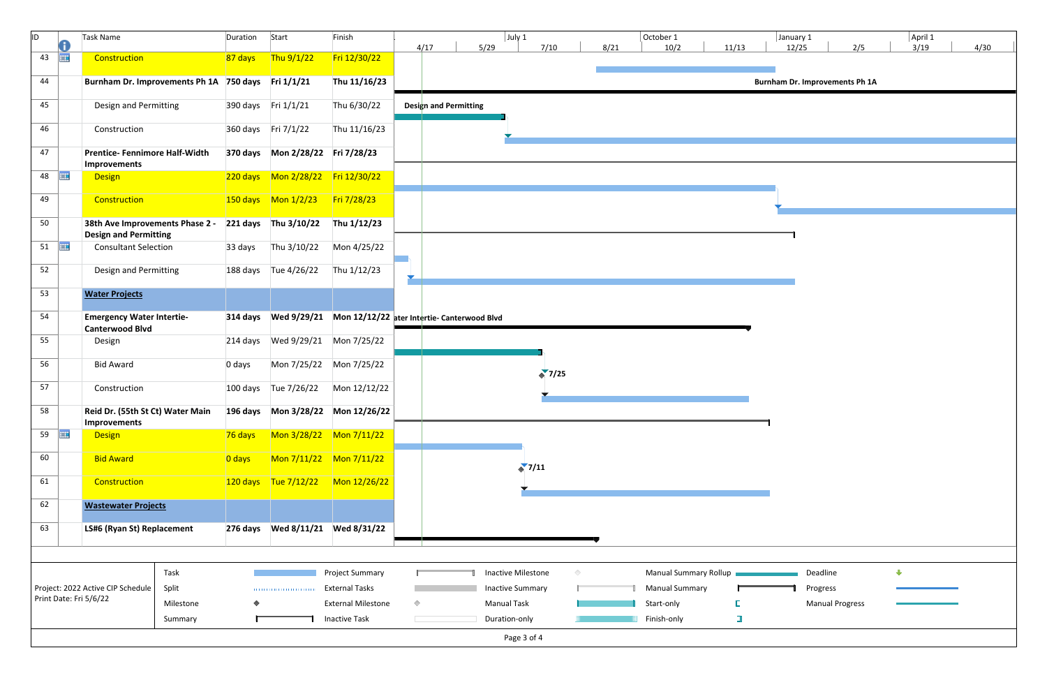| ID | | Task Name | Duration | Start | Finish |
|---|---|---|---|---|---|
| 43 | | Construction | 87 days | Thu 9/1/22 | Fri 12/30/22 |
| 44 | | **Burnham Dr. Improvements Ph 1A** | **750 days** | **Fri 1/1/21** | **Thu 11/16/23** |
| 45 | | Design and Permitting | 390 days | Fri 1/1/21 | Thu 6/30/22 |
| 46 | | Construction | 360 days | Fri 7/1/22 | Thu 11/16/23 |
| 47 | | **Prentice- Fennimore Half-Width Improvements** | **370 days** | **Mon 2/28/22** | **Fri 7/28/23** |
| 48 | | Design | 220 days | Mon 2/28/22 | Fri 12/30/22 |
| 49 | | Construction | 150 days | Mon 1/2/23 | Fri 7/28/23 |
| 50 | | **38th Ave Improvements Phase 2 - Design and Permitting** | **221 days** | **Thu 3/10/22** | **Thu 1/12/23** |
| 51 | | Consultant Selection | 33 days | Thu 3/10/22 | Mon 4/25/22 |
| 52 | | Design and Permitting | 188 days | Tue 4/26/22 | Thu 1/12/23 |
| 53 | | **Water Projects** | | | |
| 54 | | **Emergency Water Intertie- Canterwood Blvd** | **314 days** | **Wed 9/29/21** | **Mon 12/12/22** |
| 55 | | Design | 214 days | Wed 9/29/21 | Mon 7/25/22 |
| 56 | | Bid Award | 0 days | Mon 7/25/22 | Mon 7/25/22 |
| 57 | | Construction | 100 days | Tue 7/26/22 | Mon 12/12/22 |
| 58 | | **Reid Dr. (55th St Ct) Water Main Improvements** | **196 days** | **Mon 3/28/22** | **Mon 12/26/22** |
| 59 | | Design | 76 days | Mon 3/28/22 | Mon 7/11/22 |
| 60 | | Bid Award | 0 days | Mon 7/11/22 | Mon 7/11/22 |
| 61 | | Construction | 120 days | Tue 7/12/22 | Mon 12/26/22 |
| 62 | | **Wastewater Projects** | | | |
| 63 | | **LS#6 (Ryan St) Replacement** | **276 days** | **Wed 8/11/21** | **Wed 8/31/22** |

Project: 2022 Active CIP Schedule
Print Date: Fri 5/6/22

Legend: Task, Split, Milestone, Summary, Project Summary, External Tasks, External Milestone, Inactive Task, Inactive Milestone, Inactive Summary, Manual Task, Duration-only, Manual Summary Rollup, Manual Summary, Start-only, Finish-only, Deadline, Progress, Manual Progress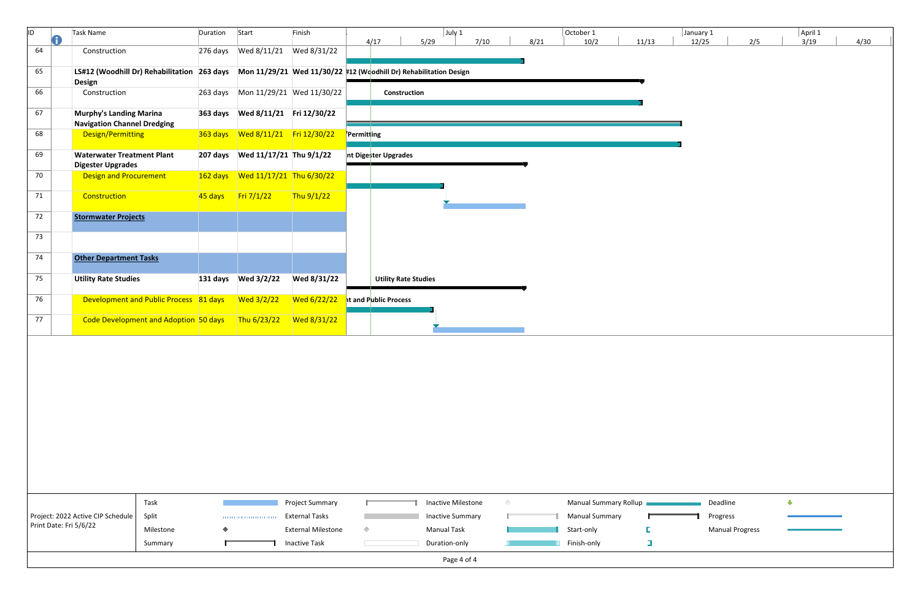| ID | Task Name | Duration | Start | Finish |
|---|---|---|---|---|
| 64 | Construction | 276 days | Wed 8/11/21 | Wed 8/31/22 |
| 65 | **LS#12 (Woodhill Dr) Rehabilitation Design** | **263 days** | **Mon 11/29/21** | **Wed 11/30/22** |
| 66 | Construction | 263 days | Mon 11/29/21 | Wed 11/30/22 |
| 67 | **Murphy's Landing Marina Navigation Channel Dredging** | **363 days** | **Wed 8/11/21** | **Fri 12/30/22** |
| 68 | Design/Permitting | 363 days | Wed 8/11/21 | Fri 12/30/22 |
| 69 | **Waterwater Treatment Plant Digester Upgrades** | **207 days** | **Wed 11/17/21** | **Thu 9/1/22** |
| 70 | Design and Procurement | 162 days | Wed 11/17/21 | Thu 6/30/22 |
| 71 | Construction | 45 days | Fri 7/1/22 | Thu 9/1/22 |
| 72 | **Stormwater Projects** | | | |
| 73 | | | | |
| 74 | **Other Department Tasks** | | | |
| 75 | **Utility Rate Studies** | **131 days** | **Wed 3/2/22** | **Wed 8/31/22** |
| 76 | Development and Public Process | 81 days | Wed 3/2/22 | Wed 6/22/22 |
| 77 | Code Development and Adoption | 50 days | Thu 6/23/22 | Wed 8/31/22 |

Project: 2022 Active CIP Schedule
Print Date: Fri 5/6/22

Legend: Task; Split; Milestone; Summary; Project Summary; External Tasks; External Milestone; Inactive Task; Inactive Milestone; Inactive Summary; Manual Task; Duration-only; Manual Summary Rollup; Manual Summary; Start-only; Finish-only; Deadline; Progress; Manual Progress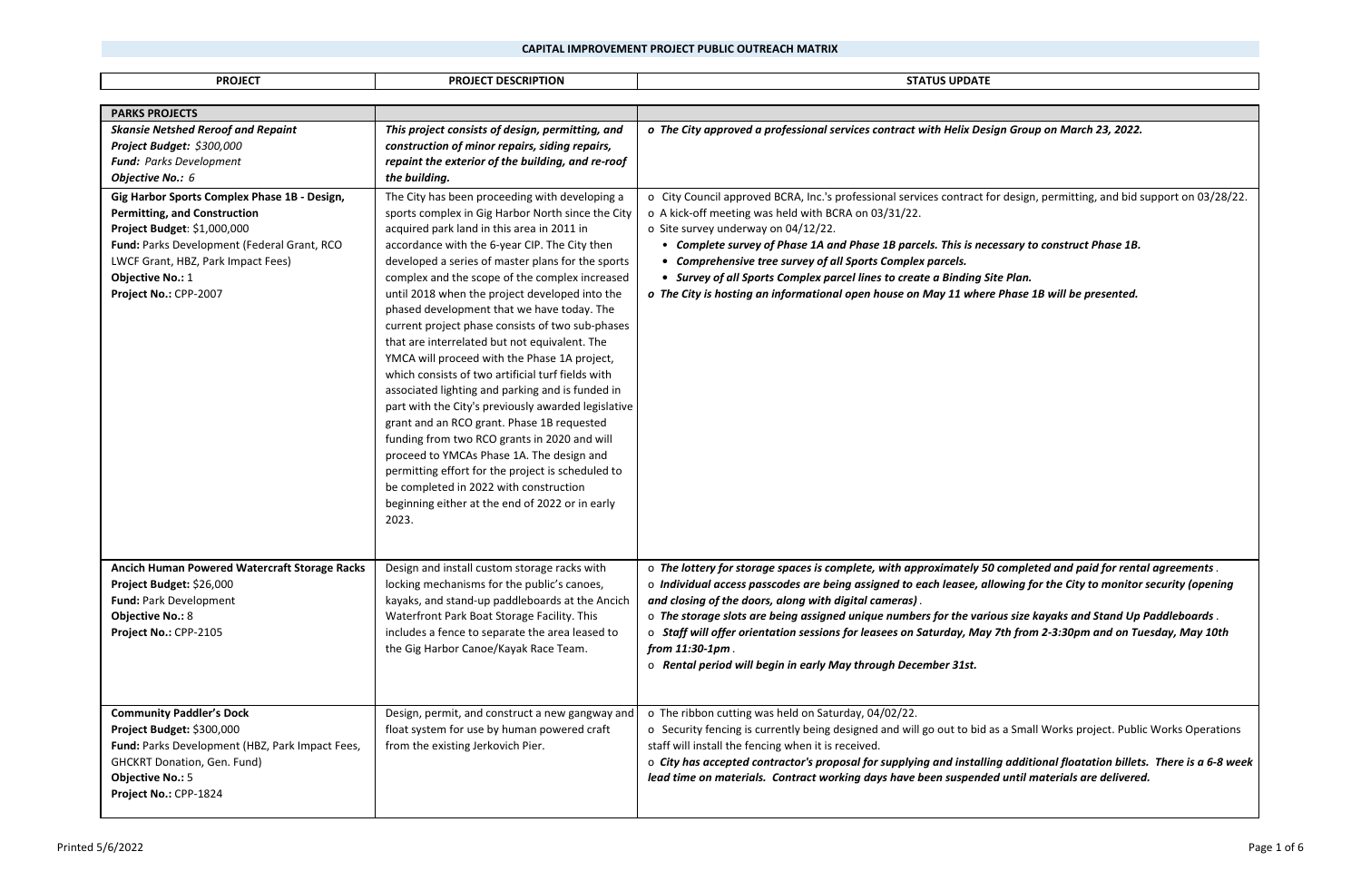# CAPITAL IMPROVEMENT PROJECT PUBLIC OUTREACH MATRIX

| PROJECT | PROJECT DESCRIPTION | STATUS UPDATE |
|---|---|---|
| **PARKS PROJECTS** | | |
| ***Skansie Netshed Reroof and Repaint***<br>***Project Budget:*** *$300,000*<br>***Fund:*** *Parks Development*<br>***Objective No.:*** *6* | ***This project consists of design, permitting, and construction of minor repairs, siding repairs, repaint the exterior of the building, and re-roof the building.*** | ***o The City approved a professional services contract with Helix Design Group on March 23, 2022.*** |
| **Gig Harbor Sports Complex Phase 1B - Design, Permitting, and Construction**<br>**Project Budget**: $1,000,000<br>**Fund:** Parks Development (Federal Grant, RCO LWCF Grant, HBZ, Park Impact Fees)<br>**Objective No.:** 1<br>**Project No.:** CPP-2007 | The City has been proceeding with developing a sports complex in Gig Harbor North since the City acquired park land in this area in 2011 in accordance with the 6-year CIP. The City then developed a series of master plans for the sports complex and the scope of the complex increased until 2018 when the project developed into the phased development that we have today. The current project phase consists of two sub-phases that are interrelated but not equivalent. The YMCA will proceed with the Phase 1A project, which consists of two artificial turf fields with associated lighting and parking and is funded in part with the City's previously awarded legislative grant and an RCO grant. Phase 1B requested funding from two RCO grants in 2020 and will proceed to YMCAs Phase 1A. The design and permitting effort for the project is scheduled to be completed in 2022 with construction beginning either at the end of 2022 or in early 2023. | o City Council approved BCRA, Inc.'s professional services contract for design, permitting, and bid support on 03/28/22.<br>o A kick-off meeting was held with BCRA on 03/31/22.<br>o Site survey underway on 04/12/22.<br>• ***Complete survey of Phase 1A and Phase 1B parcels. This is necessary to construct Phase 1B.***<br>• ***Comprehensive tree survey of all Sports Complex parcels.***<br>• ***Survey of all Sports Complex parcel lines to create a Binding Site Plan.***<br>***o The City is hosting an informational open house on May 11 where Phase 1B will be presented.*** |
| **Ancich Human Powered Watercraft Storage Racks**<br>**Project Budget:** $26,000<br>**Fund:** Park Development<br>**Objective No.:** 8<br>**Project No.:** CPP-2105 | Design and install custom storage racks with locking mechanisms for the public's canoes, kayaks, and stand-up paddleboards at the Ancich Waterfront Park Boat Storage Facility. This includes a fence to separate the area leased to the Gig Harbor Canoe/Kayak Race Team. | o ***The lottery for storage spaces is complete, with approximately 50 completed and paid for rental agreements*** .<br>o ***Individual access passcodes are being assigned to each leasee, allowing for the City to monitor security (opening and closing of the doors, along with digital cameras)*** .<br>o ***The storage slots are being assigned unique numbers for the various size kayaks and Stand Up Paddleboards*** .<br>o ***Staff will offer orientation sessions for leasees on Saturday, May 7th from 2-3:30pm and on Tuesday, May 10th from 11:30-1pm*** .<br>o ***Rental period will begin in early May through December 31st.*** |
| **Community Paddler's Dock**<br>**Project Budget:** $300,000<br>**Fund:** Parks Development (HBZ, Park Impact Fees, GHCKRT Donation, Gen. Fund)<br>**Objective No.:** 5<br>**Project No.:** CPP-1824 | Design, permit, and construct a new gangway and float system for use by human powered craft from the existing Jerkovich Pier. | o The ribbon cutting was held on Saturday, 04/02/22.<br>o Security fencing is currently being designed and will go out to bid as a Small Works project. Public Works Operations staff will install the fencing when it is received.<br>o ***City has accepted contractor's proposal for supplying and installing additional floatation billets. There is a 6-8 week lead time on materials. Contract working days have been suspended until materials are delivered.*** |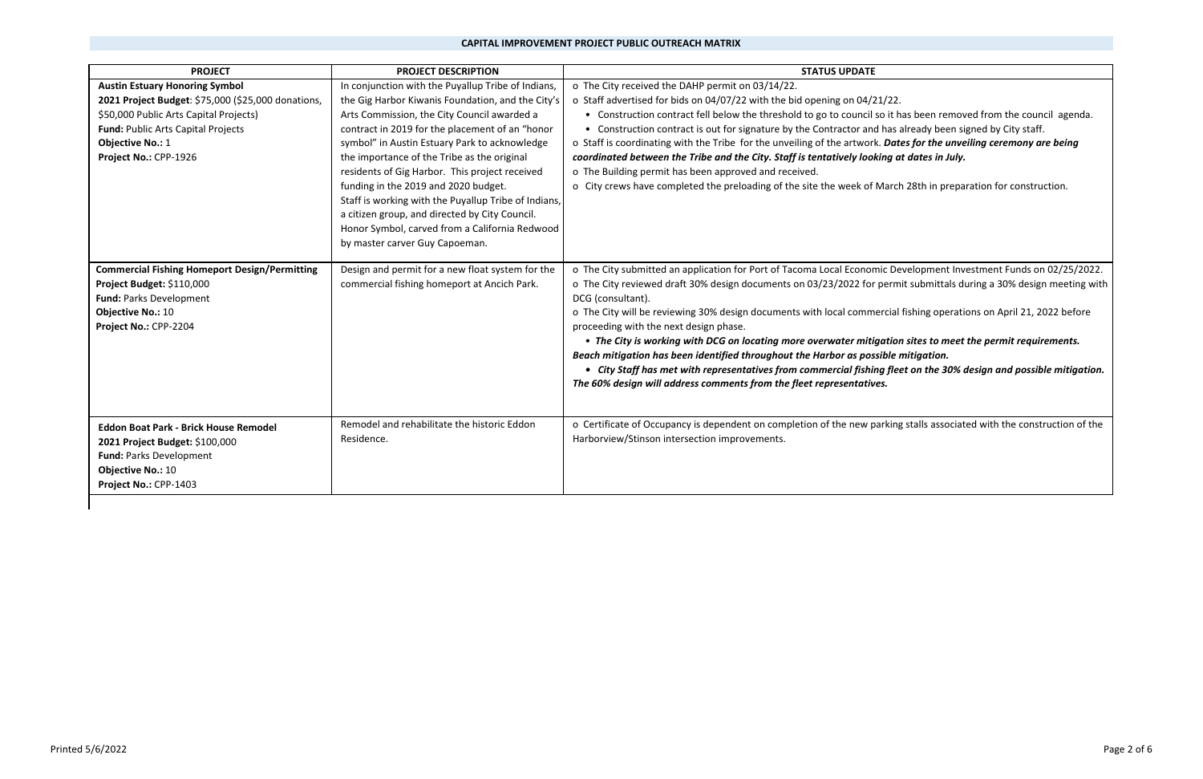## CAPITAL IMPROVEMENT PROJECT PUBLIC OUTREACH MATRIX

| PROJECT | PROJECT DESCRIPTION | STATUS UPDATE |
|---|---|---|
| **Austin Estuary Honoring Symbol**<br>**2021 Project Budget**: $75,000 ($25,000 donations, $50,000 Public Arts Capital Projects)<br>**Fund:** Public Arts Capital Projects<br>**Objective No.:** 1<br>**Project No.:** CPP-1926 | In conjunction with the Puyallup Tribe of Indians, the Gig Harbor Kiwanis Foundation, and the City's Arts Commission, the City Council awarded a contract in 2019 for the placement of an "honor symbol" in Austin Estuary Park to acknowledge the importance of the Tribe as the original residents of Gig Harbor. This project received funding in the 2019 and 2020 budget. Staff is working with the Puyallup Tribe of Indians, a citizen group, and directed by City Council. Honor Symbol, carved from a California Redwood by master carver Guy Capoeman. | o The City received the DAHP permit on 03/14/22.<br>o Staff advertised for bids on 04/07/22 with the bid opening on 04/21/22.<br>• Construction contract fell below the threshold to go to council so it has been removed from the council agenda.<br>• Construction contract is out for signature by the Contractor and has already been signed by City staff.<br>o Staff is coordinating with the Tribe for the unveiling of the artwork. ***Dates for the unveiling ceremony are being coordinated between the Tribe and the City. Staff is tentatively looking at dates in July.***<br>o The Building permit has been approved and received.<br>o City crews have completed the preloading of the site the week of March 28th in preparation for construction. |
| **Commercial Fishing Homeport Design/Permitting**<br>**Project Budget:** $110,000<br>**Fund:** Parks Development<br>**Objective No.:** 10<br>**Project No.:** CPP-2204 | Design and permit for a new float system for the commercial fishing homeport at Ancich Park. | o The City submitted an application for Port of Tacoma Local Economic Development Investment Funds on 02/25/2022.<br>o The City reviewed draft 30% design documents on 03/23/2022 for permit submittals during a 30% design meeting with DCG (consultant).<br>o The City will be reviewing 30% design documents with local commercial fishing operations on April 21, 2022 before proceeding with the next design phase.<br>• ***The City is working with DCG on locating more overwater mitigation sites to meet the permit requirements. Beach mitigation has been identified throughout the Harbor as possible mitigation.***<br>• ***City Staff has met with representatives from commercial fishing fleet on the 30% design and possible mitigation. The 60% design will address comments from the fleet representatives.*** |
| **Eddon Boat Park - Brick House Remodel**<br>**2021 Project Budget:** $100,000<br>**Fund:** Parks Development<br>**Objective No.:** 10<br>**Project No.:** CPP-1403 | Remodel and rehabilitate the historic Eddon Residence. | o Certificate of Occupancy is dependent on completion of the new parking stalls associated with the construction of the Harborview/Stinson intersection improvements. |

Printed 5/6/2022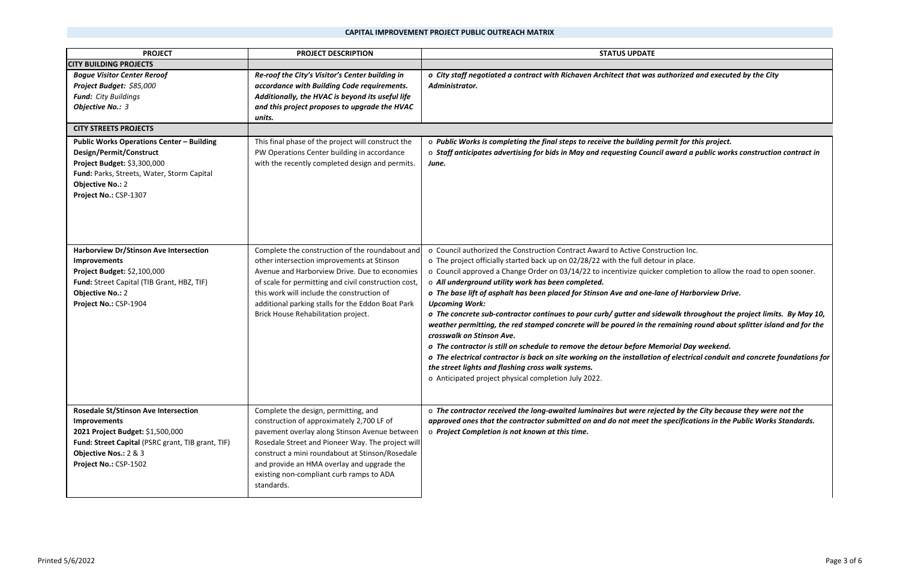## CAPITAL IMPROVEMENT PROJECT PUBLIC OUTREACH MATRIX

| PROJECT | PROJECT DESCRIPTION | STATUS UPDATE |
|---|---|---|
| **CITY BUILDING PROJECTS** | | |
| ***Bogue Visitor Center Reroof***<br>***Project Budget:*** *$85,000*<br>***Fund:*** *City Buildings*<br>***Objective No.:*** *3* | ***Re-roof the City's Visitor's Center building in accordance with Building Code requirements. Additionally, the HVAC is beyond its useful life and this project proposes to upgrade the HVAC units.*** | ***o City staff negotiated a contract with Richaven Architect that was authorized and executed by the City Administrator.*** |
| **CITY STREETS PROJECTS** | | |
| **Public Works Operations Center – Building Design/Permit/Construct**<br>**Project Budget:** $3,300,000<br>**Fund:** Parks, Streets, Water, Storm Capital<br>**Objective No.:** 2<br>**Project No.:** CSP-1307 | This final phase of the project will construct the PW Operations Center building in accordance with the recently completed design and permits. | o ***Public Works is completing the final steps to receive the building permit for this project.***<br>o ***Staff anticipates advertising for bids in May and requesting Council award a public works construction contract in June.*** |
| **Harborview Dr/Stinson Ave Intersection Improvements**<br>**Project Budget:** $2,100,000<br>**Fund:** Street Capital (TIB Grant, HBZ, TIF)<br>**Objective No.:** 2<br>**Project No.:** CSP-1904 | Complete the construction of the roundabout and other intersection improvements at Stinson Avenue and Harborview Drive. Due to economies of scale for permitting and civil construction cost, this work will include the construction of additional parking stalls for the Eddon Boat Park Brick House Rehabilitation project. | o Council authorized the Construction Contract Award to Active Construction Inc.<br>o The project officially started back up on 02/28/22 with the full detour in place.<br>o Council approved a Change Order on 03/14/22 to incentivize quicker completion to allow the road to open sooner.<br>o ***All underground utility work has been completed.***<br>***o The base lift of asphalt has been placed for Stinson Ave and one-lane of Harborview Drive.***<br>***Upcoming Work:***<br>***o The concrete sub-contractor continues to pour curb/ gutter and sidewalk throughout the project limits. By May 10, weather permitting, the red stamped concrete will be poured in the remaining round about splitter island and for the crosswalk on Stinson Ave.***<br>***o The contractor is still on schedule to remove the detour before Memorial Day weekend.***<br>***o The electrical contractor is back on site working on the installation of electrical conduit and concrete foundations for the street lights and flashing cross walk systems.***<br>o Anticipated project physical completion July 2022. |
| **Rosedale St/Stinson Ave Intersection Improvements**<br>**2021 Project Budget:** $1,500,000<br>**Fund: Street Capital** (PSRC grant, TIB grant, TIF)<br>**Objective Nos.:** 2 & 3<br>**Project No.:** CSP-1502 | Complete the design, permitting, and construction of approximately 2,700 LF of pavement overlay along Stinson Avenue between Rosedale Street and Pioneer Way. The project will construct a mini roundabout at Stinson/Rosedale and provide an HMA overlay and upgrade the existing non-compliant curb ramps to ADA standards. | o ***The contractor received the long-awaited luminaires but were rejected by the City because they were not the approved ones that the contractor submitted on and do not meet the specifications in the Public Works Standards.***<br>o ***Project Completion is not known at this time.*** |

Printed 5/6/2022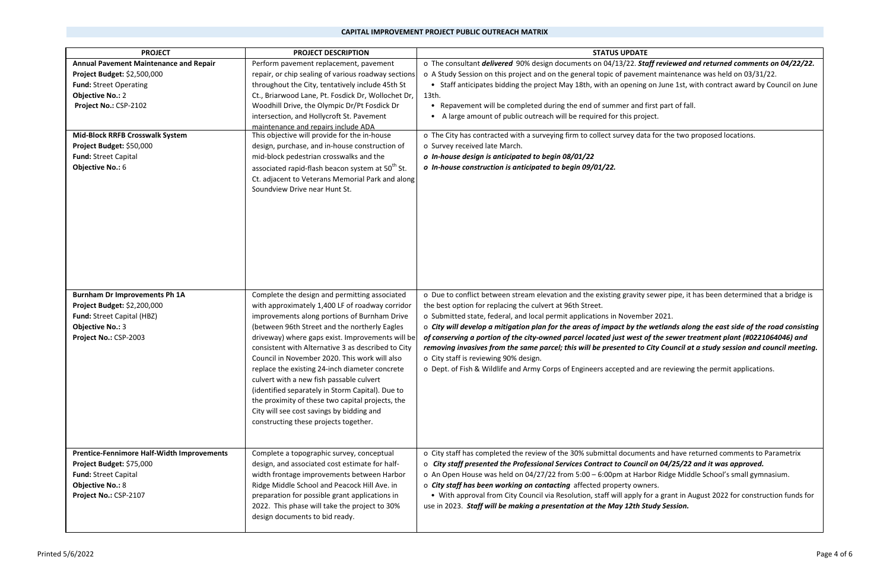## CAPITAL IMPROVEMENT PROJECT PUBLIC OUTREACH MATRIX

| PROJECT | PROJECT DESCRIPTION | STATUS UPDATE |
|---|---|---|
| **Annual Pavement Maintenance and Repair**<br>**Project Budget:** $2,500,000<br>**Fund:** Street Operating<br>**Objective No.:** 2<br>**Project No.:** CSP-2102 | Perform pavement replacement, pavement repair, or chip sealing of various roadway sections throughout the City, tentatively include 45th St Ct., Briarwood Lane, Pt. Fosdick Dr, Wollochet Dr, Woodhill Drive, the Olympic Dr/Pt Fosdick Dr intersection, and Hollycroft St. Pavement maintenance and repairs include ADA | o The consultant ***delivered*** 90% design documents on 04/13/22. ***Staff reviewed and returned comments on 04/22/22.***<br>o A Study Session on this project and on the general topic of pavement maintenance was held on 03/31/22.<br>• Staff anticipates bidding the project May 18th, with an opening on June 1st, with contract award by Council on June 13th.<br>• Repavement will be completed during the end of summer and first part of fall.<br>• A large amount of public outreach will be required for this project. |
| **Mid-Block RRFB Crosswalk System**<br>**Project Budget:** $50,000<br>**Fund:** Street Capital<br>**Objective No.:** 6 | This objective will provide for the in-house design, purchase, and in-house construction of mid-block pedestrian crosswalks and the associated rapid-flash beacon system at 50th St. Ct. adjacent to Veterans Memorial Park and along Soundview Drive near Hunt St. | o The City has contracted with a surveying firm to collect survey data for the two proposed locations.<br>o Survey received late March.<br>***o In-house design is anticipated to begin 08/01/22***<br>***o In-house construction is anticipated to begin 09/01/22.*** |
| **Burnham Dr Improvements Ph 1A**<br>**Project Budget:** $2,200,000<br>**Fund:** Street Capital (HBZ)<br>**Objective No.:** 3<br>**Project No.:** CSP-2003 | Complete the design and permitting associated with approximately 1,400 LF of roadway corridor improvements along portions of Burnham Drive (between 96th Street and the northerly Eagles driveway) where gaps exist. Improvements will be consistent with Alternative 3 as described to City Council in November 2020. This work will also replace the existing 24-inch diameter concrete culvert with a new fish passable culvert (identified separately in Storm Capital). Due to the proximity of these two capital projects, the City will see cost savings by bidding and constructing these projects together. | o Due to conflict between stream elevation and the existing gravity sewer pipe, it has been determined that a bridge is the best option for replacing the culvert at 96th Street.<br>o Submitted state, federal, and local permit applications in November 2021.<br>o ***City will develop a mitigation plan for the areas of impact by the wetlands along the east side of the road consisting of conserving a portion of the city-owned parcel located just west of the sewer treatment plant (#0221064046) and removing invasives from the same parcel; this will be presented to City Council at a study session and council meeting.***<br>o City staff is reviewing 90% design.<br>o Dept. of Fish & Wildlife and Army Corps of Engineers accepted and are reviewing the permit applications. |
| **Prentice-Fennimore Half-Width Improvements**<br>**Project Budget:** $75,000<br>**Fund:** Street Capital<br>**Objective No.:** 8<br>**Project No.:** CSP-2107 | Complete a topographic survey, conceptual design, and associated cost estimate for half-width frontage improvements between Harbor Ridge Middle School and Peacock Hill Ave. in preparation for possible grant applications in 2022. This phase will take the project to 30% design documents to bid ready. | o City staff has completed the review of the 30% submittal documents and have returned comments to Parametrix<br>o ***City staff presented the Professional Services Contract to Council on 04/25/22 and it was approved.***<br>o An Open House was held on 04/27/22 from 5:00 – 6:00pm at Harbor Ridge Middle School's small gymnasium.<br>o ***City staff has been working on contacting*** affected property owners.<br>• With approval from City Council via Resolution, staff will apply for a grant in August 2022 for construction funds for use in 2023. ***Staff will be making a presentation at the May 12th Study Session.*** |

Printed 5/6/2022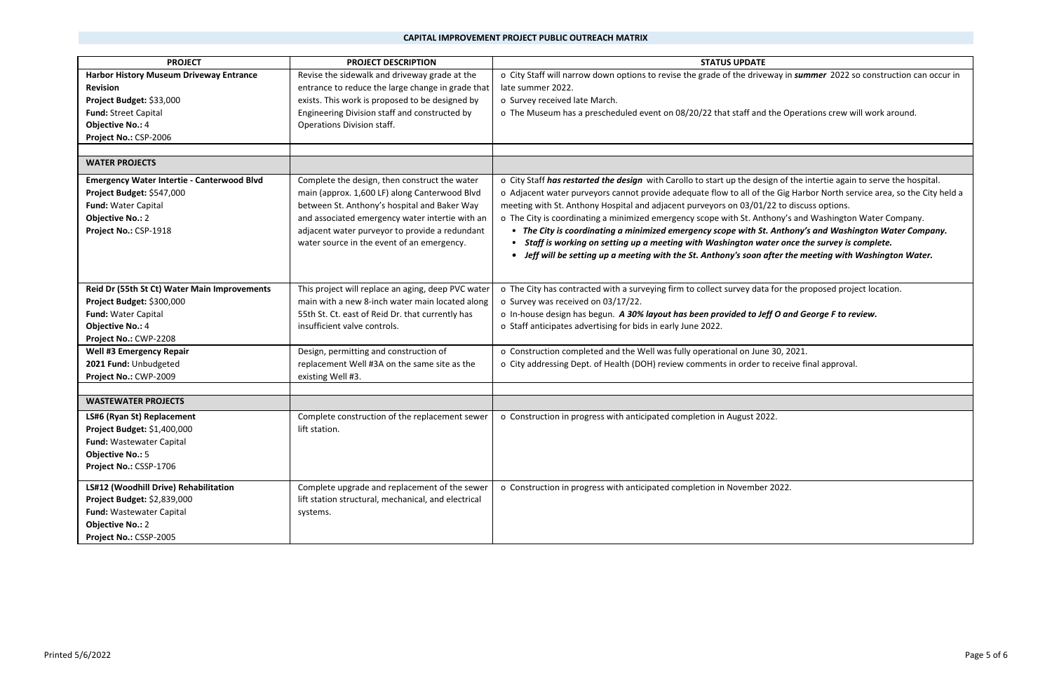## CAPITAL IMPROVEMENT PROJECT PUBLIC OUTREACH MATRIX

| PROJECT | PROJECT DESCRIPTION | STATUS UPDATE |
|---|---|---|
| **Harbor History Museum Driveway Entrance Revision**<br>**Project Budget:** $33,000<br>**Fund:** Street Capital<br>**Objective No.:** 4<br>**Project No.:** CSP-2006 | Revise the sidewalk and driveway grade at the entrance to reduce the large change in grade that exists. This work is proposed to be designed by Engineering Division staff and constructed by Operations Division staff. | o City Staff will narrow down options to revise the grade of the driveway in ***summer*** 2022 so construction can occur in late summer 2022.<br>o Survey received late March.<br>o The Museum has a prescheduled event on 08/20/22 that staff and the Operations crew will work around. |
| | | |
| **WATER PROJECTS** | | |
| **Emergency Water Intertie - Canterwood Blvd**<br>**Project Budget:** $547,000<br>**Fund:** Water Capital<br>**Objective No.:** 2<br>**Project No.:** CSP-1918 | Complete the design, then construct the water main (approx. 1,600 LF) along Canterwood Blvd between St. Anthony's hospital and Baker Way and associated emergency water intertie with an adjacent water purveyor to provide a redundant water source in the event of an emergency. | o City Staff ***has restarted the design*** with Carollo to start up the design of the intertie again to serve the hospital.<br>o Adjacent water purveyors cannot provide adequate flow to all of the Gig Harbor North service area, so the City held a meeting with St. Anthony Hospital and adjacent purveyors on 03/01/22 to discuss options.<br>o The City is coordinating a minimized emergency scope with St. Anthony's and Washington Water Company.<br>• ***The City is coordinating a minimized emergency scope with St. Anthony's and Washington Water Company.***<br>• ***Staff is working on setting up a meeting with Washington water once the survey is complete.***<br>• ***Jeff will be setting up a meeting with the St. Anthony's soon after the meeting with Washington Water.*** |
| **Reid Dr (55th St Ct) Water Main Improvements**<br>**Project Budget:** $300,000<br>**Fund:** Water Capital<br>**Objective No.:** 4<br>**Project No.:** CWP-2208 | This project will replace an aging, deep PVC water main with a new 8-inch water main located along 55th St. Ct. east of Reid Dr. that currently has insufficient valve controls. | o The City has contracted with a surveying firm to collect survey data for the proposed project location.<br>o Survey was received on 03/17/22.<br>o In-house design has begun. ***A 30% layout has been provided to Jeff O and George F to review.***<br>o Staff anticipates advertising for bids in early June 2022. |
| **Well #3 Emergency Repair**<br>**2021 Fund:** Unbudgeted<br>**Project No.:** CWP-2009 | Design, permitting and construction of replacement Well #3A on the same site as the existing Well #3. | o Construction completed and the Well was fully operational on June 30, 2021.<br>o City addressing Dept. of Health (DOH) review comments in order to receive final approval. |
| | | |
| **WASTEWATER PROJECTS** | | |
| **LS#6 (Ryan St) Replacement**<br>**Project Budget:** $1,400,000<br>**Fund:** Wastewater Capital<br>**Objective No.:** 5<br>**Project No.:** CSSP-1706 | Complete construction of the replacement sewer lift station. | o Construction in progress with anticipated completion in August 2022. |
| **LS#12 (Woodhill Drive) Rehabilitation**<br>**Project Budget:** $2,839,000<br>**Fund:** Wastewater Capital<br>**Objective No.:** 2<br>**Project No.:** CSSP-2005 | Complete upgrade and replacement of the sewer lift station structural, mechanical, and electrical systems. | o Construction in progress with anticipated completion in November 2022. |

Printed 5/6/2022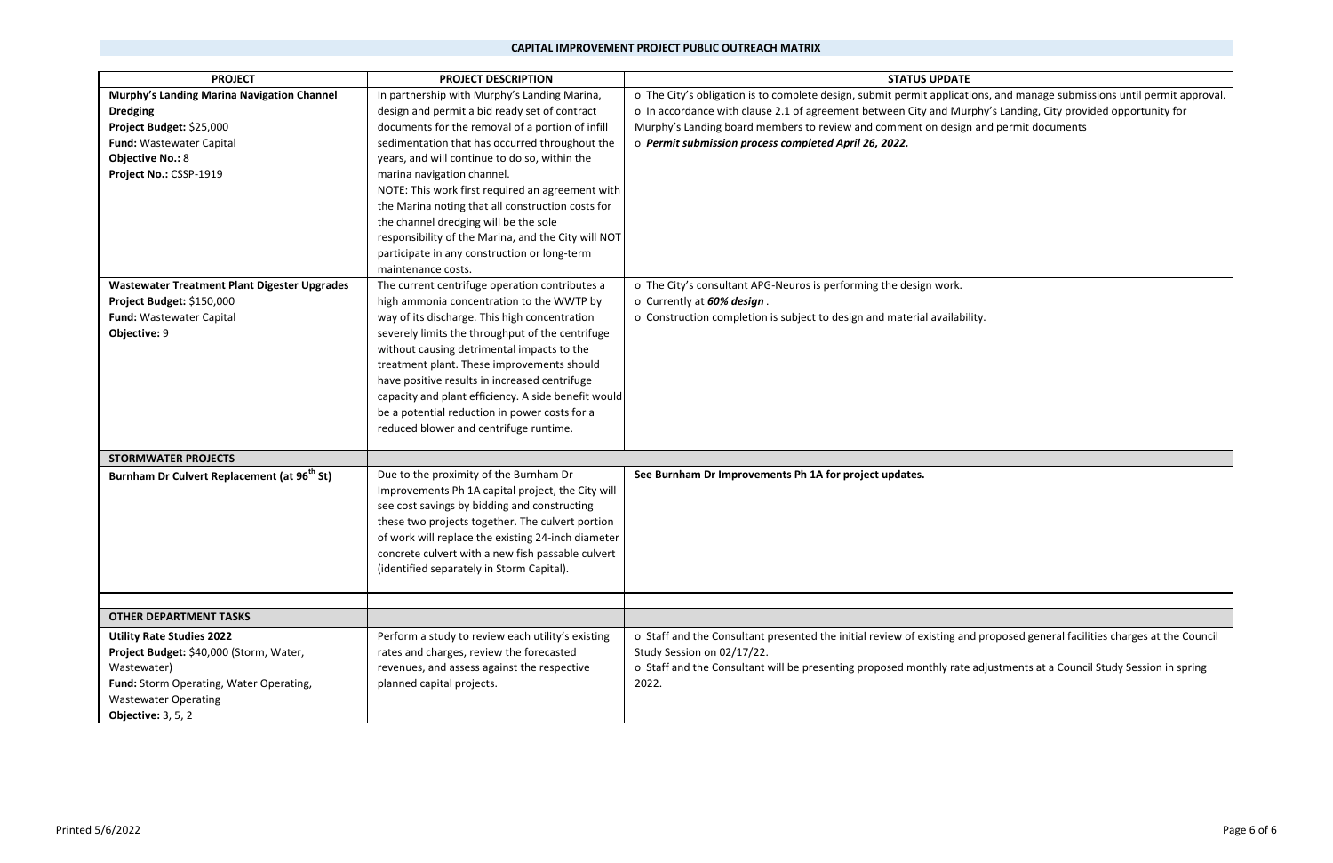## CAPITAL IMPROVEMENT PROJECT PUBLIC OUTREACH MATRIX

| PROJECT | PROJECT DESCRIPTION | STATUS UPDATE |
|---|---|---|
| **Murphy's Landing Marina Navigation Channel Dredging**<br>**Project Budget:** $25,000<br>**Fund:** Wastewater Capital<br>**Objective No.:** 8<br>**Project No.:** CSSP-1919 | In partnership with Murphy's Landing Marina, design and permit a bid ready set of contract documents for the removal of a portion of infill sedimentation that has occurred throughout the years, and will continue to do so, within the marina navigation channel.<br>NOTE: This work first required an agreement with the Marina noting that all construction costs for the channel dredging will be the sole responsibility of the Marina, and the City will NOT participate in any construction or long-term maintenance costs. | o The City's obligation is to complete design, submit permit applications, and manage submissions until permit approval.<br>o In accordance with clause 2.1 of agreement between City and Murphy's Landing, City provided opportunity for Murphy's Landing board members to review and comment on design and permit documents<br>o ***Permit submission process completed April 26, 2022.*** |
| **Wastewater Treatment Plant Digester Upgrades**<br>**Project Budget:** $150,000<br>**Fund:** Wastewater Capital<br>**Objective:** 9 | The current centrifuge operation contributes a high ammonia concentration to the WWTP by way of its discharge. This high concentration severely limits the throughput of the centrifuge without causing detrimental impacts to the treatment plant. These improvements should have positive results in increased centrifuge capacity and plant efficiency. A side benefit would be a potential reduction in power costs for a reduced blower and centrifuge runtime. | o The City's consultant APG-Neuros is performing the design work.<br>o Currently at ***60% design*** .<br>o Construction completion is subject to design and material availability. |
| | | |
| **STORMWATER PROJECTS** | | |
| **Burnham Dr Culvert Replacement (at 96th St)** | Due to the proximity of the Burnham Dr Improvements Ph 1A capital project, the City will see cost savings by bidding and constructing these two projects together. The culvert portion of work will replace the existing 24-inch diameter concrete culvert with a new fish passable culvert (identified separately in Storm Capital). | **See Burnham Dr Improvements Ph 1A for project updates.** |
| | | |
| **OTHER DEPARTMENT TASKS** | | |
| **Utility Rate Studies 2022**<br>**Project Budget:** $40,000 (Storm, Water, Wastewater)<br>**Fund:** Storm Operating, Water Operating, Wastewater Operating<br>**Objective:** 3, 5, 2 | Perform a study to review each utility's existing rates and charges, review the forecasted revenues, and assess against the respective planned capital projects. | o Staff and the Consultant presented the initial review of existing and proposed general facilities charges at the Council Study Session on 02/17/22.<br>o Staff and the Consultant will be presenting proposed monthly rate adjustments at a Council Study Session in spring 2022. |

Printed 5/6/2022